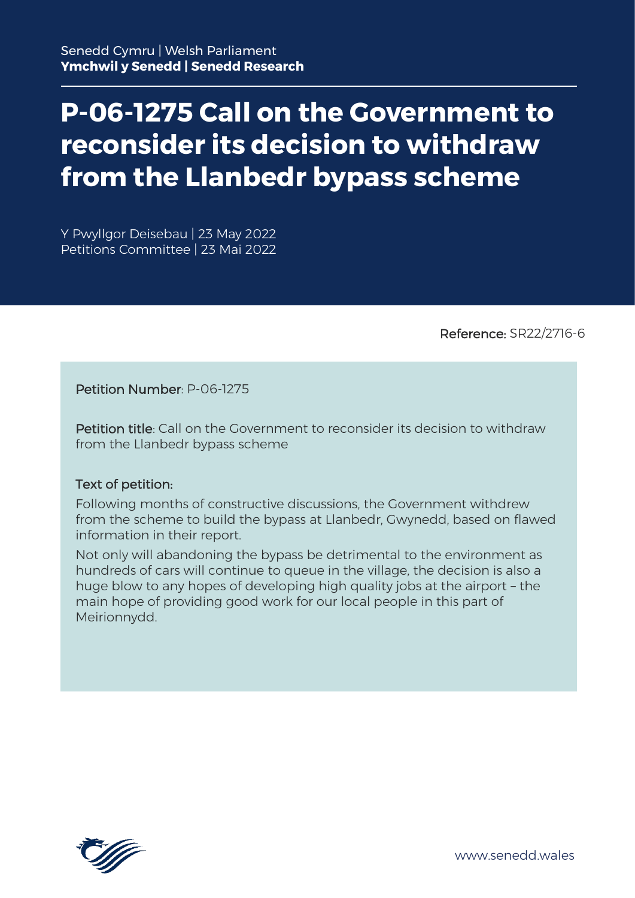Senedd Cymru | Welsh Parliament
**Ymchwil y Senedd | Senedd Research**

# P-06-1275 Call on the Government to reconsider its decision to withdraw from the Llanbedr bypass scheme

Y Pwyllgor Deisebau | 23 May 2022
Petitions Committee | 23 Mai 2022

Reference: SR22/2716-6

Petition Number: P-06-1275

Petition title: Call on the Government to reconsider its decision to withdraw from the Llanbedr bypass scheme

Text of petition:

Following months of constructive discussions, the Government withdrew from the scheme to build the bypass at Llanbedr, Gwynedd, based on flawed information in their report.

Not only will abandoning the bypass be detrimental to the environment as hundreds of cars will continue to queue in the village, the decision is also a huge blow to any hopes of developing high quality jobs at the airport – the main hope of providing good work for our local people in this part of Meirionnydd.

www.senedd.wales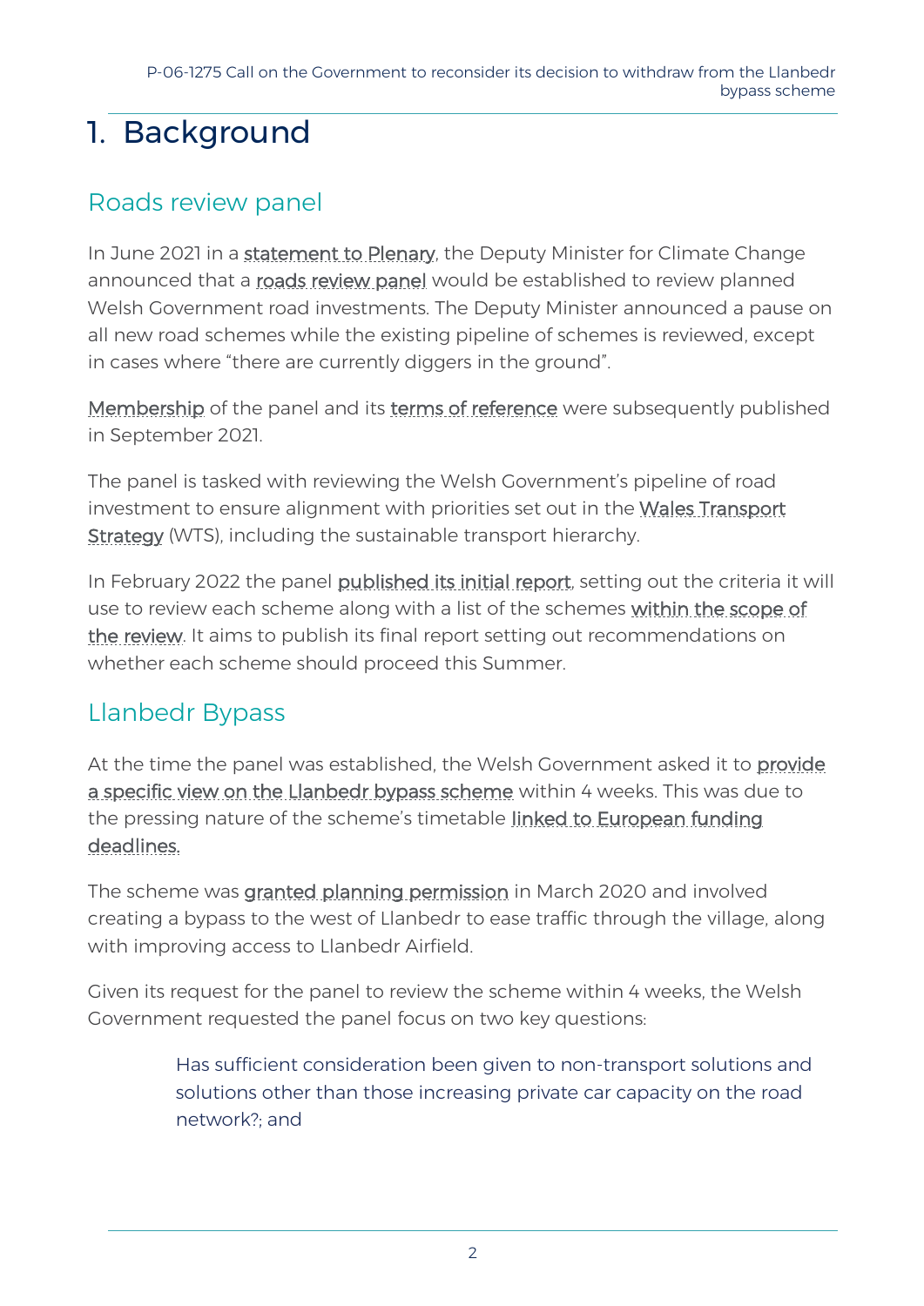# 1. Background

## Roads review panel

In June 2021 in a statement to Plenary, the Deputy Minister for Climate Change announced that a roads review panel would be established to review planned Welsh Government road investments. The Deputy Minister announced a pause on all new road schemes while the existing pipeline of schemes is reviewed, except in cases where "there are currently diggers in the ground".

Membership of the panel and its terms of reference were subsequently published in September 2021.

The panel is tasked with reviewing the Welsh Government's pipeline of road investment to ensure alignment with priorities set out in the Wales Transport Strategy (WTS), including the sustainable transport hierarchy.

In February 2022 the panel published its initial report, setting out the criteria it will use to review each scheme along with a list of the schemes within the scope of the review. It aims to publish its final report setting out recommendations on whether each scheme should proceed this Summer.

## Llanbedr Bypass

At the time the panel was established, the Welsh Government asked it to provide a specific view on the Llanbedr bypass scheme within 4 weeks. This was due to the pressing nature of the scheme's timetable linked to European funding deadlines.

The scheme was granted planning permission in March 2020 and involved creating a bypass to the west of Llanbedr to ease traffic through the village, along with improving access to Llanbedr Airfield.

Given its request for the panel to review the scheme within 4 weeks, the Welsh Government requested the panel focus on two key questions:

> Has sufficient consideration been given to non-transport solutions and solutions other than those increasing private car capacity on the road network?; and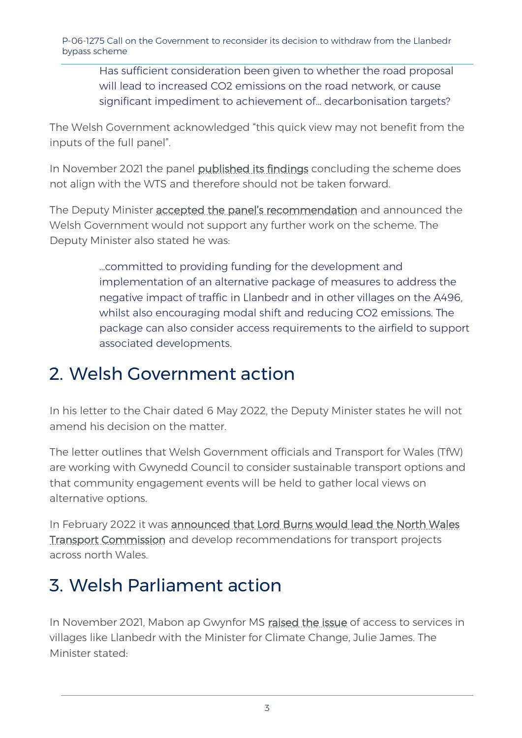> Has sufficient consideration been given to whether the road proposal will lead to increased $CO_2$ emissions on the road network, or cause significant impediment to achievement of… decarbonisation targets?

The Welsh Government acknowledged "this quick view may not benefit from the inputs of the full panel".

In November 2021 the panel published its findings concluding the scheme does not align with the WTS and therefore should not be taken forward.

The Deputy Minister accepted the panel's recommendation and announced the Welsh Government would not support any further work on the scheme. The Deputy Minister also stated he was:

> …committed to providing funding for the development and implementation of an alternative package of measures to address the negative impact of traffic in Llanbedr and in other villages on the A496, whilst also encouraging modal shift and reducing $CO_2$ emissions. The package can also consider access requirements to the airfield to support associated developments.

## 2. Welsh Government action

In his letter to the Chair dated 6 May 2022, the Deputy Minister states he will not amend his decision on the matter.

The letter outlines that Welsh Government officials and Transport for Wales (TfW) are working with Gwynedd Council to consider sustainable transport options and that community engagement events will be held to gather local views on alternative options.

In February 2022 it was announced that Lord Burns would lead the North Wales Transport Commission and develop recommendations for transport projects across north Wales.

## 3. Welsh Parliament action

In November 2021, Mabon ap Gwynfor MS raised the issue of access to services in villages like Llanbedr with the Minister for Climate Change, Julie James. The Minister stated: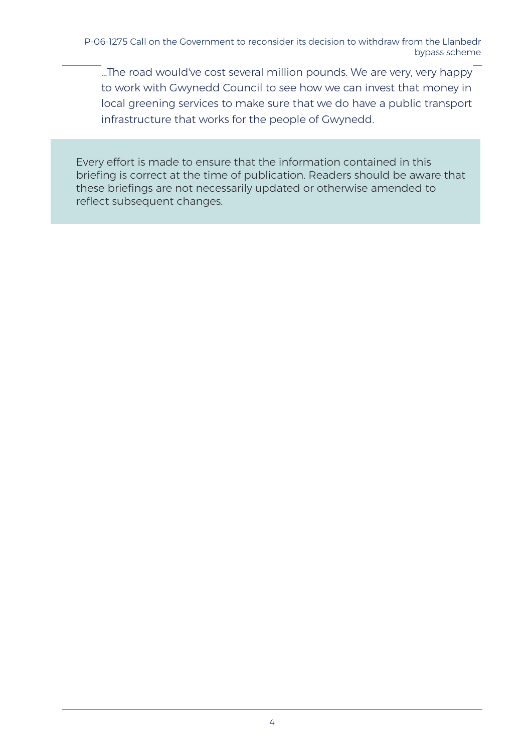> …The road would've cost several million pounds. We are very, very happy to work with Gwynedd Council to see how we can invest that money in local greening services to make sure that we do have a public transport infrastructure that works for the people of Gwynedd.

Every effort is made to ensure that the information contained in this briefing is correct at the time of publication. Readers should be aware that these briefings are not necessarily updated or otherwise amended to reflect subsequent changes.